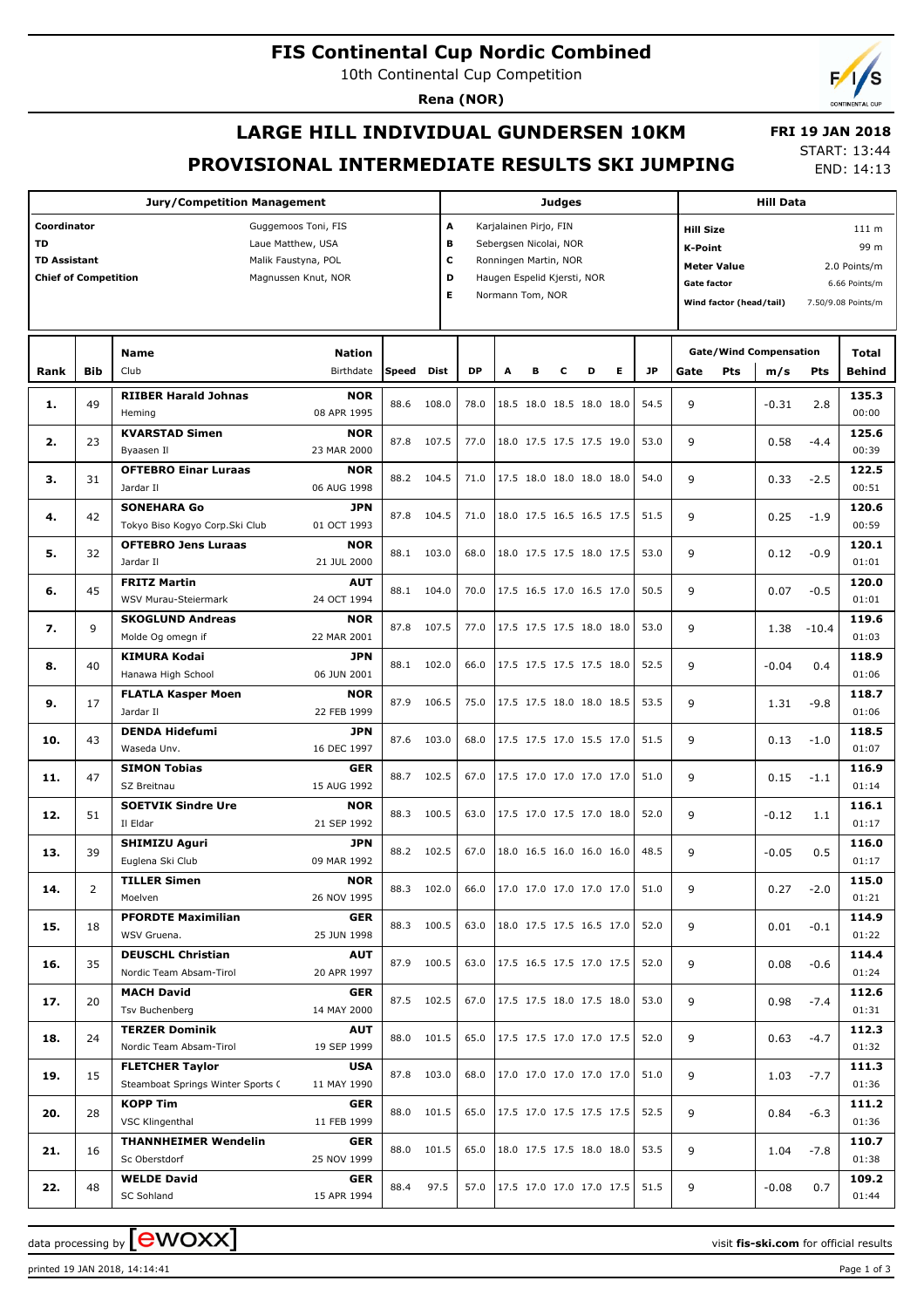# FIS Continental Cup Nordic Combined

10th Continental Cup Competition

**Rena (NOR)**

## LARGE HILL INDIVIDUAL GUNDERSEN 10KM

## PROVISIONAL INTERMEDIATE RESULTS SKI JUMPING

**FRI 19 JAN 2018**

START: 13:44

END: 14:13

| Jury/Competition Management | | Judges | | Hill Data | |
|---|---|---|---|---|---|
| Coordinator | Guggemoos Toni, FIS | A | Karjalainen Pirjo, FIN | Hill Size | 111 m |
| TD | Laue Matthew, USA | B | Sebergsen Nicolai, NOR | K-Point | 99 m |
| TD Assistant | Malik Faustyna, POL | C | Ronningen Martin, NOR | Meter Value | 2.0 Points/m |
| Chief of Competition | Magnussen Knut, NOR | D | Haugen Espelid Kjersti, NOR | Gate factor | 6.66 Points/m |
| | | E | Normann Tom, NOR | Wind factor (head/tail) | 7.50/9.08 Points/m |

| Rank | Bib | Name / Club | Nation / Birthdate | Speed | Dist | DP | A | B | C | D | E | JP | Gate | Pts | m/s | Pts | Total / Behind |
|---|---|---|---|---|---|---|---|---|---|---|---|---|---|---|---|---|---|
| 1. | 49 | **RIIBER Harald Johnas** / Heming | NOR / 08 APR 1995 | 88.6 | 108.0 | 78.0 | 18.5 | 18.0 | 18.5 | 18.0 | 18.0 | 54.5 | 9 | | -0.31 | 2.8 | 135.3 / 00:00 |
| 2. | 23 | **KVARSTAD Simen** / Byaasen Il | NOR / 23 MAR 2000 | 87.8 | 107.5 | 77.0 | 18.0 | 17.5 | 17.5 | 17.5 | 19.0 | 53.0 | 9 | | 0.58 | -4.4 | 125.6 / 00:39 |
| 3. | 31 | **OFTEBRO Einar Luraas** / Jardar Il | NOR / 06 AUG 1998 | 88.2 | 104.5 | 71.0 | 17.5 | 18.0 | 18.0 | 18.0 | 18.0 | 54.0 | 9 | | 0.33 | -2.5 | 122.5 / 00:51 |
| 4. | 42 | **SONEHARA Go** / Tokyo Biso Kogyo Corp.Ski Club | JPN / 01 OCT 1993 | 87.8 | 104.5 | 71.0 | 18.0 | 17.5 | 16.5 | 16.5 | 17.5 | 51.5 | 9 | | 0.25 | -1.9 | 120.6 / 00:59 |
| 5. | 32 | **OFTEBRO Jens Luraas** / Jardar Il | NOR / 21 JUL 2000 | 88.1 | 103.0 | 68.0 | 18.0 | 17.5 | 17.5 | 18.0 | 17.5 | 53.0 | 9 | | 0.12 | -0.9 | 120.1 / 01:01 |
| 6. | 45 | **FRITZ Martin** / WSV Murau-Steiermark | AUT / 24 OCT 1994 | 88.1 | 104.0 | 70.0 | 17.5 | 16.5 | 17.0 | 16.5 | 17.0 | 50.5 | 9 | | 0.07 | -0.5 | 120.0 / 01:01 |
| 7. | 9 | **SKOGLUND Andreas** / Molde Og omegn if | NOR / 22 MAR 2001 | 87.8 | 107.5 | 77.0 | 17.5 | 17.5 | 17.5 | 18.0 | 18.0 | 53.0 | 9 | | 1.38 | -10.4 | 119.6 / 01:03 |
| 8. | 40 | **KIMURA Kodai** / Hanawa High School | JPN / 06 JUN 2001 | 88.1 | 102.0 | 66.0 | 17.5 | 17.5 | 17.5 | 17.5 | 18.0 | 52.5 | 9 | | -0.04 | 0.4 | 118.9 / 01:06 |
| 9. | 17 | **FLATLA Kasper Moen** / Jardar Il | NOR / 22 FEB 1999 | 87.9 | 106.5 | 75.0 | 17.5 | 17.5 | 18.0 | 18.0 | 18.5 | 53.5 | 9 | | 1.31 | -9.8 | 118.7 / 01:06 |
| 10. | 43 | **DENDA Hidefumi** / Waseda Unv. | JPN / 16 DEC 1997 | 87.6 | 103.0 | 68.0 | 17.5 | 17.5 | 17.0 | 15.5 | 17.0 | 51.5 | 9 | | 0.13 | -1.0 | 118.5 / 01:07 |
| 11. | 47 | **SIMON Tobias** / SZ Breitnau | GER / 15 AUG 1992 | 88.7 | 102.5 | 67.0 | 17.5 | 17.0 | 17.0 | 17.0 | 17.0 | 51.0 | 9 | | 0.15 | -1.1 | 116.9 / 01:14 |
| 12. | 51 | **SOETVIK Sindre Ure** / Il Eldar | NOR / 21 SEP 1992 | 88.3 | 100.5 | 63.0 | 17.5 | 17.0 | 17.5 | 17.0 | 18.0 | 52.0 | 9 | | -0.12 | 1.1 | 116.1 / 01:17 |
| 13. | 39 | **SHIMIZU Aguri** / Euglena Ski Club | JPN / 09 MAR 1992 | 88.2 | 102.5 | 67.0 | 18.0 | 16.5 | 16.0 | 16.0 | 16.0 | 48.5 | 9 | | -0.05 | 0.5 | 116.0 / 01:17 |
| 14. | 2 | **TILLER Simen** / Moelven | NOR / 26 NOV 1995 | 88.3 | 102.0 | 66.0 | 17.0 | 17.0 | 17.0 | 17.0 | 17.0 | 51.0 | 9 | | 0.27 | -2.0 | 115.0 / 01:21 |
| 15. | 18 | **PFORDTE Maximilian** / WSV Gruena. | GER / 25 JUN 1998 | 88.3 | 100.5 | 63.0 | 18.0 | 17.5 | 17.5 | 16.5 | 17.0 | 52.0 | 9 | | 0.01 | -0.1 | 114.9 / 01:22 |
| 16. | 35 | **DEUSCHL Christian** / Nordic Team Absam-Tirol | AUT / 20 APR 1997 | 87.9 | 100.5 | 63.0 | 17.5 | 16.5 | 17.5 | 17.0 | 17.5 | 52.0 | 9 | | 0.08 | -0.6 | 114.4 / 01:24 |
| 17. | 20 | **MACH David** / Tsv Buchenberg | GER / 14 MAY 2000 | 87.5 | 102.5 | 67.0 | 17.5 | 17.5 | 18.0 | 17.5 | 18.0 | 53.0 | 9 | | 0.98 | -7.4 | 112.6 / 01:31 |
| 18. | 24 | **TERZER Dominik** / Nordic Team Absam-Tirol | AUT / 19 SEP 1999 | 88.0 | 101.5 | 65.0 | 17.5 | 17.5 | 17.0 | 17.0 | 17.5 | 52.0 | 9 | | 0.63 | -4.7 | 112.3 / 01:32 |
| 19. | 15 | **FLETCHER Taylor** / Steamboat Springs Winter Sports ( | USA / 11 MAY 1990 | 87.8 | 103.0 | 68.0 | 17.0 | 17.0 | 17.0 | 17.0 | 17.0 | 51.0 | 9 | | 1.03 | -7.7 | 111.3 / 01:36 |
| 20. | 28 | **KOPP Tim** / VSC Klingenthal | GER / 11 FEB 1999 | 88.0 | 101.5 | 65.0 | 17.5 | 17.0 | 17.5 | 17.5 | 17.5 | 52.5 | 9 | | 0.84 | -6.3 | 111.2 / 01:36 |
| 21. | 16 | **THANNHEIMER Wendelin** / Sc Oberstdorf | GER / 25 NOV 1999 | 88.0 | 101.5 | 65.0 | 18.0 | 17.5 | 17.5 | 18.0 | 18.0 | 53.5 | 9 | | 1.04 | -7.8 | 110.7 / 01:38 |
| 22. | 48 | **WELDE David** / SC Sohland | GER / 15 APR 1994 | 88.4 | 97.5 | 57.0 | 17.5 | 17.0 | 17.0 | 17.0 | 17.5 | 51.5 | 9 | | -0.08 | 0.7 | 109.2 / 01:44 |

data processing by [ewoxx] visit fis-ski.com for official results

printed 19 JAN 2018, 14:14:41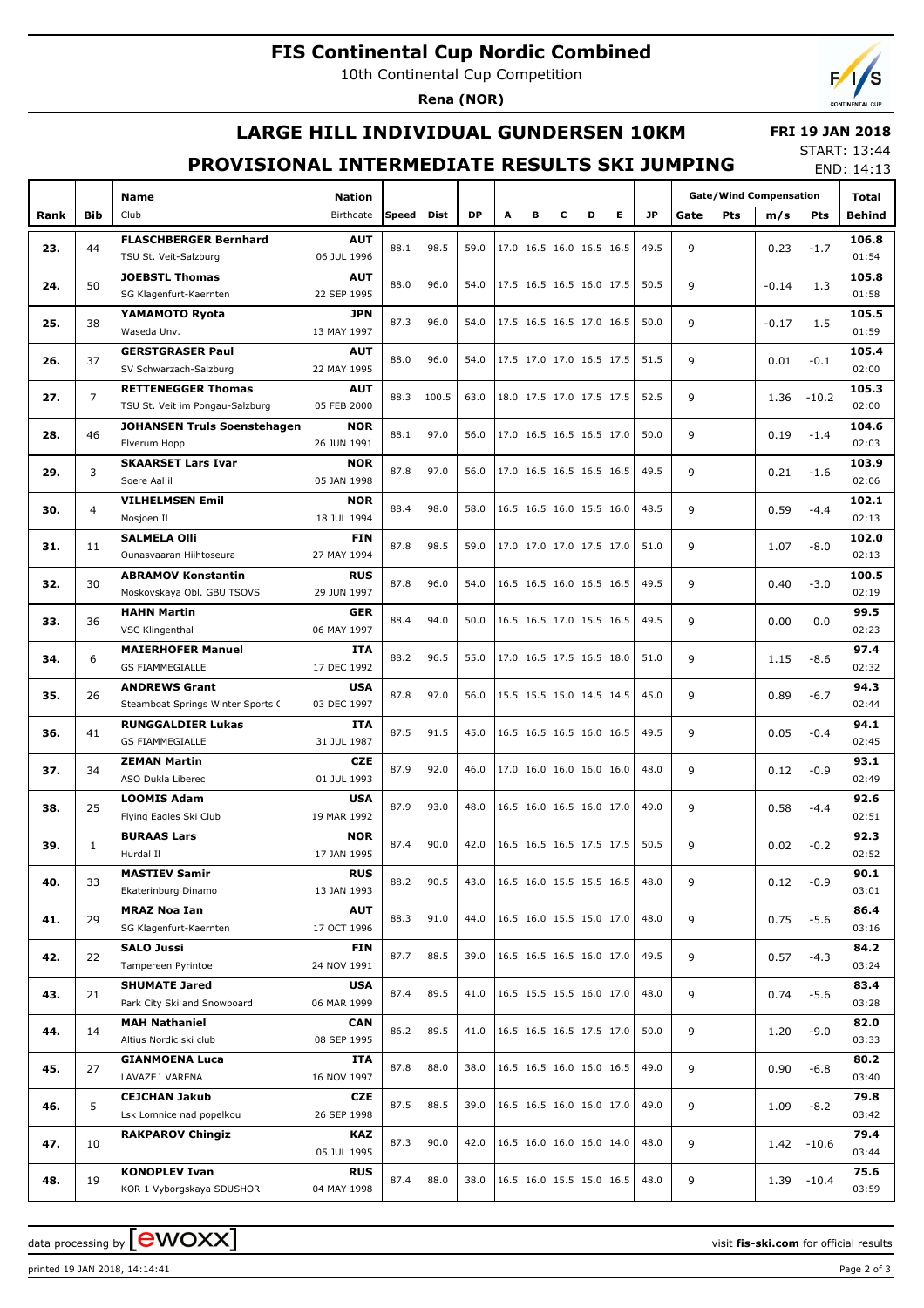# FIS Continental Cup Nordic Combined

10th Continental Cup Competition

**Rena (NOR)**

## LARGE HILL INDIVIDUAL GUNDERSEN 10KM

**FRI 19 JAN 2018**

START: 13:44
END: 14:13

## PROVISIONAL INTERMEDIATE RESULTS SKI JUMPING

| Rank | Bib | Name / Club | Nation / Birthdate | Speed | Dist | DP | A | B | C | D | E | JP | Gate | Pts | m/s | Pts | Total / Behind |
|---|---|---|---|---|---|---|---|---|---|---|---|---|---|---|---|---|---|
| 23. | 44 | **FLASCHBERGER Bernhard** TSU St. Veit-Salzburg | **AUT** 06 JUL 1996 | 88.1 | 98.5 | 59.0 | 17.0 | 16.5 | 16.0 | 16.5 | 16.5 | 49.5 | 9 | | 0.23 | -1.7 | **106.8** 01:54 |
| 24. | 50 | **JOEBSTL Thomas** SG Klagenfurt-Kaernten | **AUT** 22 SEP 1995 | 88.0 | 96.0 | 54.0 | 17.5 | 16.5 | 16.5 | 16.0 | 17.5 | 50.5 | 9 | | -0.14 | 1.3 | **105.8** 01:58 |
| 25. | 38 | **YAMAMOTO Ryota** Waseda Unv. | **JPN** 13 MAY 1997 | 87.3 | 96.0 | 54.0 | 17.5 | 16.5 | 16.5 | 17.0 | 16.5 | 50.0 | 9 | | -0.17 | 1.5 | **105.5** 01:59 |
| 26. | 37 | **GERSTGRASER Paul** SV Schwarzach-Salzburg | **AUT** 22 MAY 1995 | 88.0 | 96.0 | 54.0 | 17.5 | 17.0 | 17.0 | 16.5 | 17.5 | 51.5 | 9 | | 0.01 | -0.1 | **105.4** 02:00 |
| 27. | 7 | **RETTENEGGER Thomas** TSU St. Veit im Pongau-Salzburg | **AUT** 05 FEB 2000 | 88.3 | 100.5 | 63.0 | 18.0 | 17.5 | 17.0 | 17.5 | 17.5 | 52.5 | 9 | | 1.36 | -10.2 | **105.3** 02:00 |
| 28. | 46 | **JOHANSEN Truls Soenstehagen** Elverum Hopp | **NOR** 26 JUN 1991 | 88.1 | 97.0 | 56.0 | 17.0 | 16.5 | 16.5 | 16.5 | 17.0 | 50.0 | 9 | | 0.19 | -1.4 | **104.6** 02:03 |
| 29. | 3 | **SKAARSET Lars Ivar** Soere Aal il | **NOR** 05 JAN 1998 | 87.8 | 97.0 | 56.0 | 17.0 | 16.5 | 16.5 | 16.5 | 16.5 | 49.5 | 9 | | 0.21 | -1.6 | **103.9** 02:06 |
| 30. | 4 | **VILHELMSEN Emil** Mosjoen Il | **NOR** 18 JUL 1994 | 88.4 | 98.0 | 58.0 | 16.5 | 16.5 | 16.0 | 15.5 | 16.0 | 48.5 | 9 | | 0.59 | -4.4 | **102.1** 02:13 |
| 31. | 11 | **SALMELA Olli** Ounasvaaran Hiihtoseura | **FIN** 27 MAY 1994 | 87.8 | 98.5 | 59.0 | 17.0 | 17.0 | 17.0 | 17.5 | 17.0 | 51.0 | 9 | | 1.07 | -8.0 | **102.0** 02:13 |
| 32. | 30 | **ABRAMOV Konstantin** Moskovskaya Obl. GBU TSOVS | **RUS** 29 JUN 1997 | 87.8 | 96.0 | 54.0 | 16.5 | 16.5 | 16.0 | 16.5 | 16.5 | 49.5 | 9 | | 0.40 | -3.0 | **100.5** 02:19 |
| 33. | 36 | **HAHN Martin** VSC Klingenthal | **GER** 06 MAY 1997 | 88.4 | 94.0 | 50.0 | 16.5 | 16.5 | 17.0 | 15.5 | 16.5 | 49.5 | 9 | | 0.00 | 0.0 | **99.5** 02:23 |
| 34. | 6 | **MAIERHOFER Manuel** GS FIAMMEGIALLE | **ITA** 17 DEC 1992 | 88.2 | 96.5 | 55.0 | 17.0 | 16.5 | 17.5 | 16.5 | 18.0 | 51.0 | 9 | | 1.15 | -8.6 | **97.4** 02:32 |
| 35. | 26 | **ANDREWS Grant** Steamboat Springs Winter Sports ( | **USA** 03 DEC 1997 | 87.8 | 97.0 | 56.0 | 15.5 | 15.5 | 15.0 | 14.5 | 14.5 | 45.0 | 9 | | 0.89 | -6.7 | **94.3** 02:44 |
| 36. | 41 | **RUNGGALDIER Lukas** GS FIAMMEGIALLE | **ITA** 31 JUL 1987 | 87.5 | 91.5 | 45.0 | 16.5 | 16.5 | 16.5 | 16.0 | 16.5 | 49.5 | 9 | | 0.05 | -0.4 | **94.1** 02:45 |
| 37. | 34 | **ZEMAN Martin** ASO Dukla Liberec | **CZE** 01 JUL 1993 | 87.9 | 92.0 | 46.0 | 17.0 | 16.0 | 16.0 | 16.0 | 16.0 | 48.0 | 9 | | 0.12 | -0.9 | **93.1** 02:49 |
| 38. | 25 | **LOOMIS Adam** Flying Eagles Ski Club | **USA** 19 MAR 1992 | 87.9 | 93.0 | 48.0 | 16.5 | 16.0 | 16.5 | 16.0 | 17.0 | 49.0 | 9 | | 0.58 | -4.4 | **92.6** 02:51 |
| 39. | 1 | **BURAAS Lars** Hurdal Il | **NOR** 17 JAN 1995 | 87.4 | 90.0 | 42.0 | 16.5 | 16.5 | 16.5 | 17.5 | 17.5 | 50.5 | 9 | | 0.02 | -0.2 | **92.3** 02:52 |
| 40. | 33 | **MASTIEV Samir** Ekaterinburg Dinamo | **RUS** 13 JAN 1993 | 88.2 | 90.5 | 43.0 | 16.5 | 16.0 | 15.5 | 15.5 | 16.5 | 48.0 | 9 | | 0.12 | -0.9 | **90.1** 03:01 |
| 41. | 29 | **MRAZ Noa Ian** SG Klagenfurt-Kaernten | **AUT** 17 OCT 1996 | 88.3 | 91.0 | 44.0 | 16.5 | 16.0 | 15.5 | 15.0 | 17.0 | 48.0 | 9 | | 0.75 | -5.6 | **86.4** 03:16 |
| 42. | 22 | **SALO Jussi** Tampereen Pyrintoe | **FIN** 24 NOV 1991 | 87.7 | 88.5 | 39.0 | 16.5 | 16.5 | 16.5 | 16.0 | 17.0 | 49.5 | 9 | | 0.57 | -4.3 | **84.2** 03:24 |
| 43. | 21 | **SHUMATE Jared** Park City Ski and Snowboard | **USA** 06 MAR 1999 | 87.4 | 89.5 | 41.0 | 16.5 | 15.5 | 15.5 | 16.0 | 17.0 | 48.0 | 9 | | 0.74 | -5.6 | **83.4** 03:28 |
| 44. | 14 | **MAH Nathaniel** Altius Nordic ski club | **CAN** 08 SEP 1995 | 86.2 | 89.5 | 41.0 | 16.5 | 16.5 | 16.5 | 17.5 | 17.0 | 50.0 | 9 | | 1.20 | -9.0 | **82.0** 03:33 |
| 45. | 27 | **GIANMOENA Luca** LAVAZE´ VARENA | **ITA** 16 NOV 1997 | 87.8 | 88.0 | 38.0 | 16.5 | 16.5 | 16.0 | 16.0 | 16.5 | 49.0 | 9 | | 0.90 | -6.8 | **80.2** 03:40 |
| 46. | 5 | **CEJCHAN Jakub** Lsk Lomnice nad popelkou | **CZE** 26 SEP 1998 | 87.5 | 88.5 | 39.0 | 16.5 | 16.5 | 16.0 | 16.0 | 17.0 | 49.0 | 9 | | 1.09 | -8.2 | **79.8** 03:42 |
| 47. | 10 | **RAKPAROV Chingiz** | **KAZ** 05 JUL 1995 | 87.3 | 90.0 | 42.0 | 16.5 | 16.0 | 16.0 | 16.0 | 14.0 | 48.0 | 9 | | 1.42 | -10.6 | **79.4** 03:44 |
| 48. | 19 | **KONOPLEV Ivan** KOR 1 Vyborgskaya SDUSHOR | **RUS** 04 MAY 1998 | 87.4 | 88.0 | 38.0 | 16.5 | 16.0 | 15.5 | 15.0 | 16.5 | 48.0 | 9 | | 1.39 | -10.4 | **75.6** 03:59 |

data processing by ewoxx — visit **fis-ski.com** for official results

printed 19 JAN 2018, 14:14:41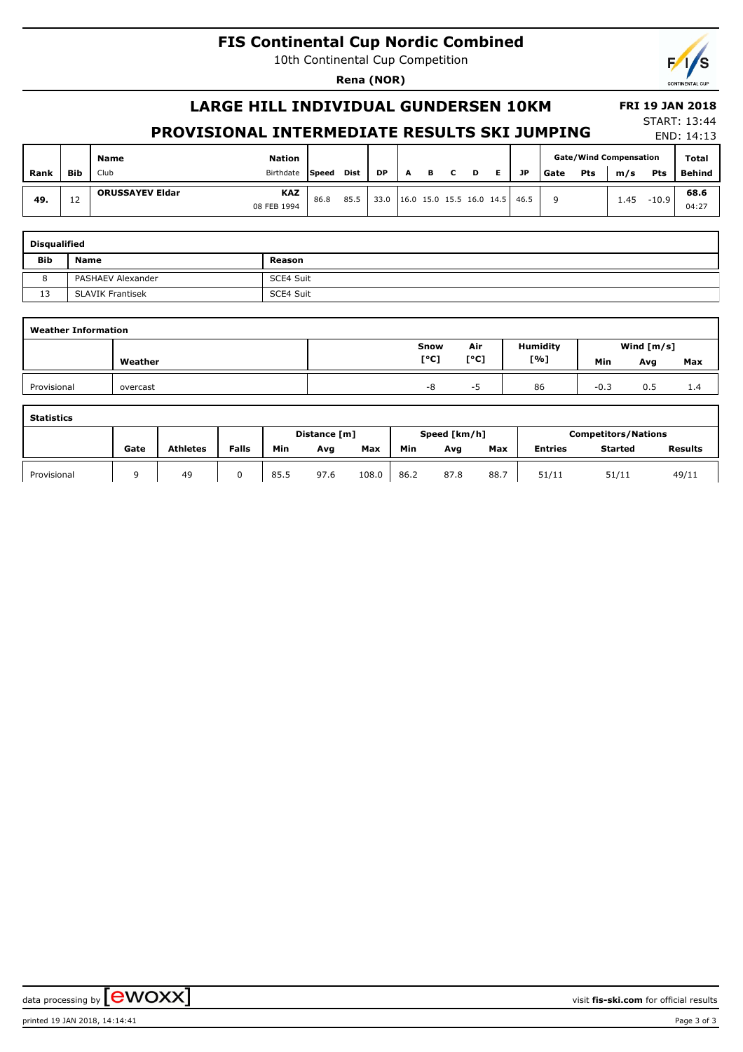# FIS Continental Cup Nordic Combined

10th Continental Cup Competition

**Rena (NOR)**

## LARGE HILL INDIVIDUAL GUNDERSEN 10KM

**FRI 19 JAN 2018**

START: 13:44
END: 14:13

## PROVISIONAL INTERMEDIATE RESULTS SKI JUMPING

| Rank | Bib | Name / Club | Nation / Birthdate | Speed | Dist | DP | A | B | C | D | E | JP | Gate/Wind Compensation Gate | Pts | m/s | Pts | Total Behind |
|---|---|---|---|---|---|---|---|---|---|---|---|---|---|---|---|---|---|
| 49. | 12 | **ORUSSAYEV Eldar** | **KAZ** 08 FEB 1994 | 86.8 | 85.5 | 33.0 | 16.0 | 15.0 | 15.5 | 16.0 | 14.5 | 46.5 | 9 | | 1.45 | -10.9 | **68.6** 04:27 |

**Disqualified**

| Bib | Name | Reason |
|---|---|---|
| 8 | PASHAEV Alexander | SCE4 Suit |
| 13 | SLAVIK Frantisek | SCE4 Suit |

**Weather Information**

| | Weather | Snow [°C] | Air [°C] | Humidity [%] | Wind [m/s] Min | Avg | Max |
|---|---|---|---|---|---|---|---|
| Provisional | overcast | -8 | -5 | 86 | -0.3 | 0.5 | 1.4 |

**Statistics**

| | Gate | Athletes | Falls | Distance [m] Min | Avg | Max | Speed [km/h] Min | Avg | Max | Competitors/Nations Entries | Started | Results |
|---|---|---|---|---|---|---|---|---|---|---|---|---|
| Provisional | 9 | 49 | 0 | 85.5 | 97.6 | 108.0 | 86.2 | 87.8 | 88.7 | 51/11 | 51/11 | 49/11 |

data processing by [ewoxx]

visit **fis-ski.com** for official results

printed 19 JAN 2018, 14:14:41